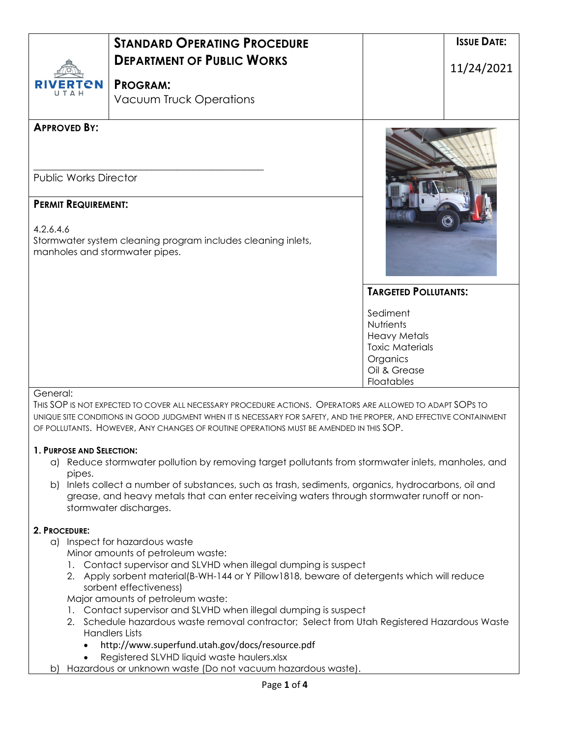# STANDARD OPERATING PROCEDURE
## DEPARTMENT OF PUBLIC WORKS

**PROGRAM:** Vacuum Truck Operations

**ISSUE DATE:** 11/24/2021

**APPROVED BY:**

\_\_\_\_\_\_\_\_\_\_\_\_\_\_\_\_\_\_\_\_\_\_\_\_\_\_\_\_\_\_\_\_\_\_\_\_\_\_\_\_\_\_

Public Works Director

**PERMIT REQUIREMENT:**

4.2.6.4.6
Stormwater system cleaning program includes cleaning inlets, manholes and stormwater pipes.

**TARGETED POLLUTANTS:**

Sediment
Nutrients
Heavy Metals
Toxic Materials
Organics
Oil & Grease
Floatables

General:
THIS SOP IS NOT EXPECTED TO COVER ALL NECESSARY PROCEDURE ACTIONS. OPERATORS ARE ALLOWED TO ADAPT SOPS TO UNIQUE SITE CONDITIONS IN GOOD JUDGMENT WHEN IT IS NECESSARY FOR SAFETY, AND THE PROPER, AND EFFECTIVE CONTAINMENT OF POLLUTANTS. HOWEVER, ANY CHANGES OF ROUTINE OPERATIONS MUST BE AMENDED IN THIS SOP.

### 1. PURPOSE AND SELECTION:

a) Reduce stormwater pollution by removing target pollutants from stormwater inlets, manholes, and pipes.
b) Inlets collect a number of substances, such as trash, sediments, organics, hydrocarbons, oil and grease, and heavy metals that can enter receiving waters through stormwater runoff or non-stormwater discharges.

### 2. PROCEDURE:

a) Inspect for hazardous waste
   Minor amounts of petroleum waste:
   1. Contact supervisor and SLVHD when illegal dumping is suspect
   2. Apply sorbent material(B-WH-144 or Y Pillow1818, beware of detergents which will reduce sorbent effectiveness)

   Major amounts of petroleum waste:
   1. Contact supervisor and SLVHD when illegal dumping is suspect
   2. Schedule hazardous waste removal contractor; Select from Utah Registered Hazardous Waste Handlers Lists
      - http://www.superfund.utah.gov/docs/resource.pdf
      - Registered SLVHD liquid waste haulers.xlsx

b) Hazardous or unknown waste (Do not vacuum hazardous waste).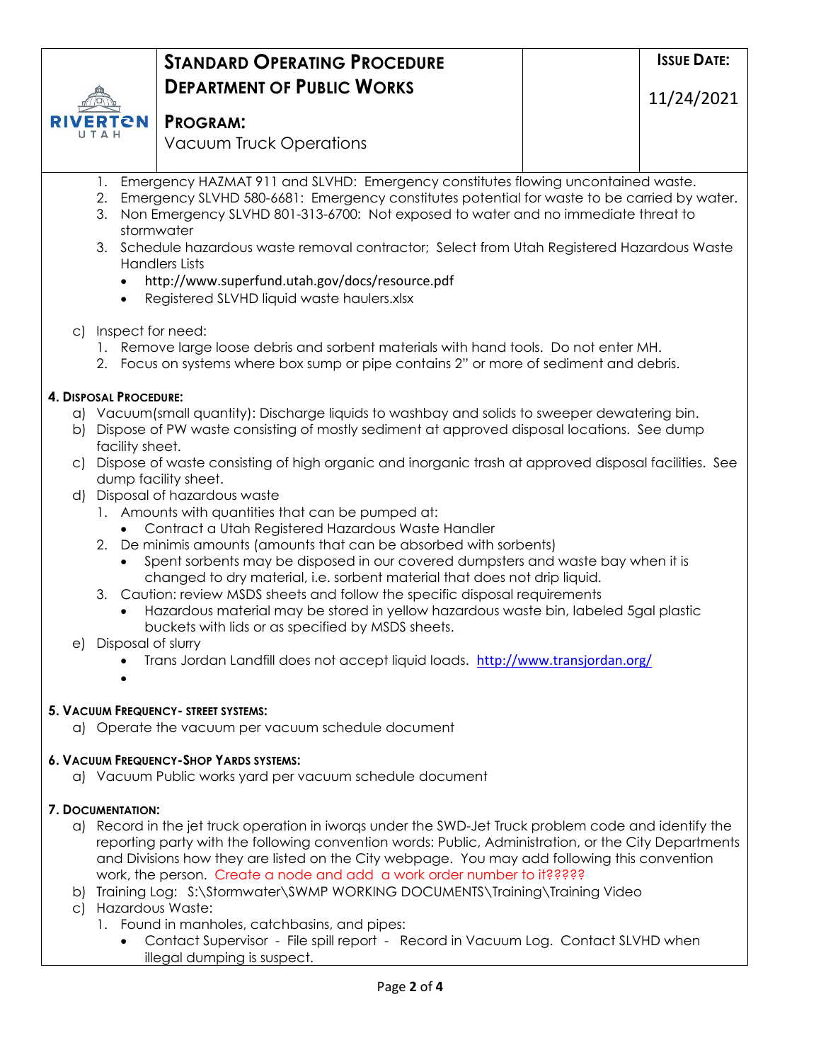| | **STANDARD OPERATING PROCEDURE** **DEPARTMENT OF PUBLIC WORKS** **PROGRAM:** Vacuum Truck Operations | | **ISSUE DATE:** 11/24/2021 |
|---|---|---|---|

1. Emergency HAZMAT 911 and SLVHD: Emergency constitutes flowing uncontained waste.
2. Emergency SLVHD 580-6681: Emergency constitutes potential for waste to be carried by water.
3. Non Emergency SLVHD 801-313-6700: Not exposed to water and no immediate threat to stormwater
3. Schedule hazardous waste removal contractor; Select from Utah Registered Hazardous Waste Handlers Lists
   - http://www.superfund.utah.gov/docs/resource.pdf
   - Registered SLVHD liquid waste haulers.xlsx

c) Inspect for need:
   1. Remove large loose debris and sorbent materials with hand tools. Do not enter MH.
   2. Focus on systems where box sump or pipe contains 2" or more of sediment and debris.

**4. DISPOSAL PROCEDURE:**

a) Vacuum(small quantity): Discharge liquids to washbay and solids to sweeper dewatering bin.
b) Dispose of PW waste consisting of mostly sediment at approved disposal locations. See dump facility sheet.
c) Dispose of waste consisting of high organic and inorganic trash at approved disposal facilities. See dump facility sheet.
d) Disposal of hazardous waste
   1. Amounts with quantities that can be pumped at:
      - Contract a Utah Registered Hazardous Waste Handler
   2. De minimis amounts (amounts that can be absorbed with sorbents)
      - Spent sorbents may be disposed in our covered dumpsters and waste bay when it is changed to dry material, i.e. sorbent material that does not drip liquid.
   3. Caution: review MSDS sheets and follow the specific disposal requirements
      - Hazardous material may be stored in yellow hazardous waste bin, labeled 5gal plastic buckets with lids or as specified by MSDS sheets.
e) Disposal of slurry
   - Trans Jordan Landfill does not accept liquid loads. http://www.transjordan.org/
   -

**5. VACUUM FREQUENCY- STREET SYSTEMS:**

a) Operate the vacuum per vacuum schedule document

**6. VACUUM FREQUENCY-SHOP YARDS SYSTEMS:**

a) Vacuum Public works yard per vacuum schedule document

**7. DOCUMENTATION:**

a) Record in the jet truck operation in iworqs under the SWD-Jet Truck problem code and identify the reporting party with the following convention words: Public, Administration, or the City Departments and Divisions how they are listed on the City webpage. You may add following this convention work, the person. Create a node and add a work order number to it?????
b) Training Log: S:\Stormwater\SWMP WORKING DOCUMENTS\Training\Training Video
c) Hazardous Waste:
   1. Found in manholes, catchbasins, and pipes:
      - Contact Supervisor - File spill report - Record in Vacuum Log. Contact SLVHD when illegal dumping is suspect.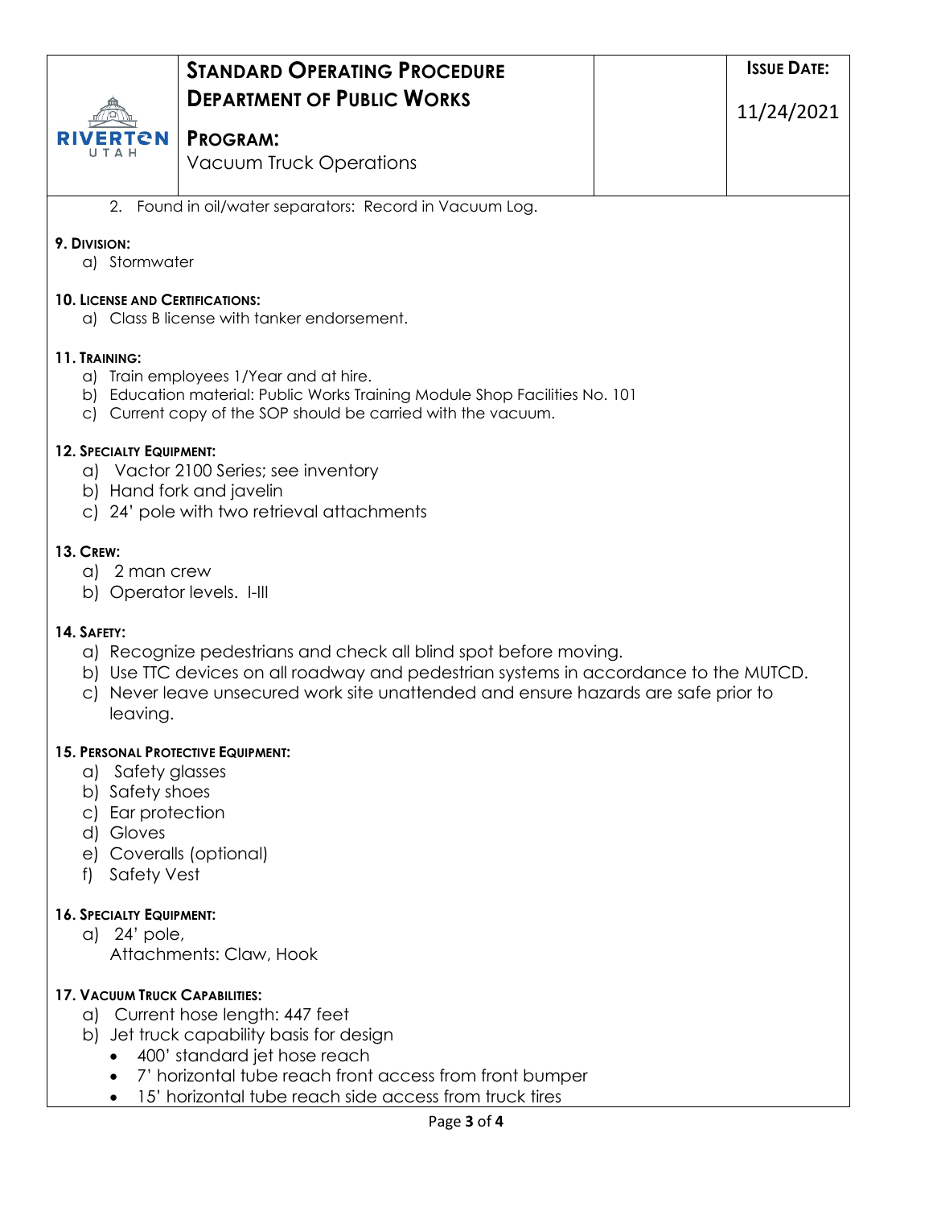2. Found in oil/water separators: Record in Vacuum Log.

**9. Division:**

a) Stormwater

**10. License and Certifications:**

a) Class B license with tanker endorsement.

**11. Training:**

a) Train employees 1/Year and at hire.
b) Education material: Public Works Training Module Shop Facilities No. 101
c) Current copy of the SOP should be carried with the vacuum.

**12. Specialty Equipment:**

a) Vactor 2100 Series; see inventory
b) Hand fork and javelin
c) 24' pole with two retrieval attachments

**13. Crew:**

a) 2 man crew
b) Operator levels. I-III

**14. Safety:**

a) Recognize pedestrians and check all blind spot before moving.
b) Use TTC devices on all roadway and pedestrian systems in accordance to the MUTCD.
c) Never leave unsecured work site unattended and ensure hazards are safe prior to leaving.

**15. Personal Protective Equipment:**

a) Safety glasses
b) Safety shoes
c) Ear protection
d) Gloves
e) Coveralls (optional)
f) Safety Vest

**16. Specialty Equipment:**

a) 24' pole,
Attachments: Claw, Hook

**17. Vacuum Truck Capabilities:**

a) Current hose length: 447 feet
b) Jet truck capability basis for design
- 400' standard jet hose reach
- 7' horizontal tube reach front access from front bumper
- 15' horizontal tube reach side access from truck tires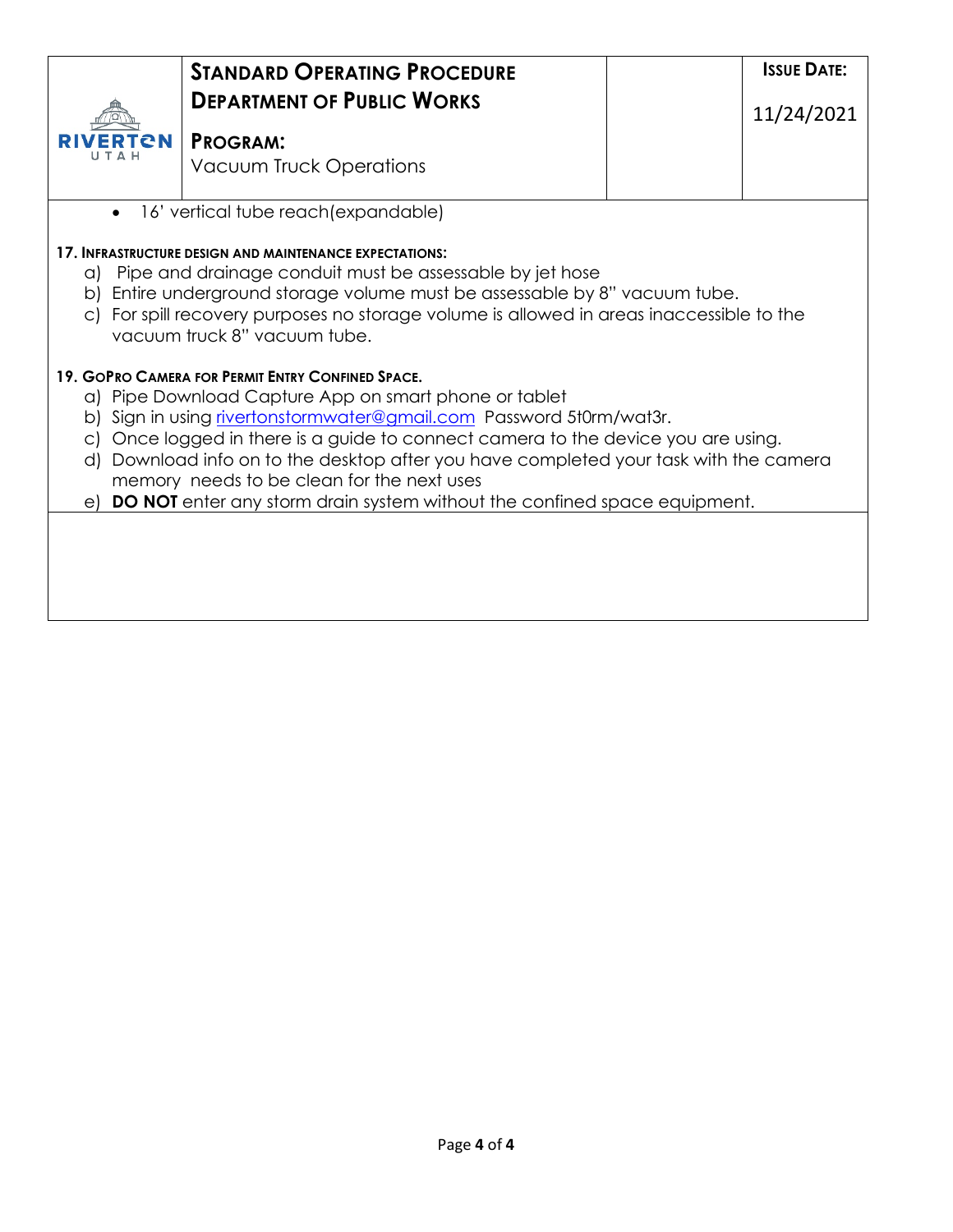- 16' vertical tube reach(expandable)

**17. Infrastructure design and maintenance expectations:**

a) Pipe and drainage conduit must be assessable by jet hose
b) Entire underground storage volume must be assessable by 8" vacuum tube.
c) For spill recovery purposes no storage volume is allowed in areas inaccessible to the vacuum truck 8" vacuum tube.

**19. GoPro Camera for Permit Entry Confined Space.**

a) Pipe Download Capture App on smart phone or tablet
b) Sign in using rivertonstormwater@gmail.com Password 5t0rm/wat3r.
c) Once logged in there is a guide to connect camera to the device you are using.
d) Download info on to the desktop after you have completed your task with the camera memory needs to be clean for the next uses
e) **DO NOT** enter any storm drain system without the confined space equipment.